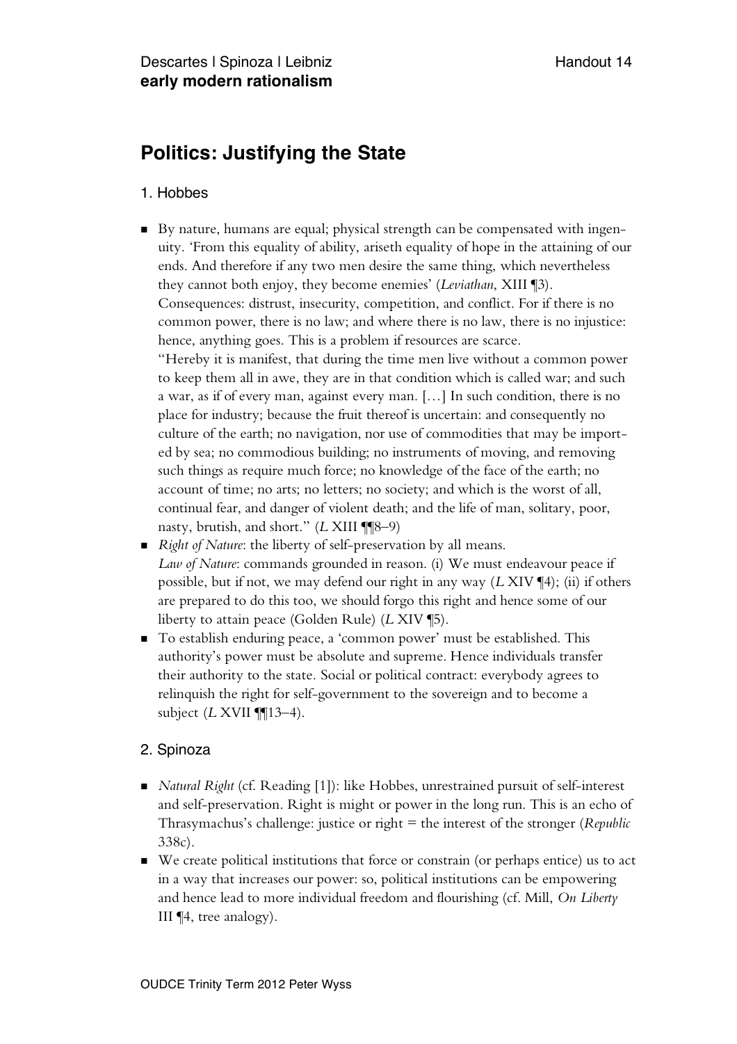Descartes | Spinoza | Leibniz
**early modern rationalism**

Handout 14

# Politics: Justifying the State

## 1. Hobbes

- By nature, humans are equal; physical strength can be compensated with ingenuity. 'From this equality of ability, ariseth equality of hope in the attaining of our ends. And therefore if any two men desire the same thing, which nevertheless they cannot both enjoy, they become enemies' (*Leviathan*, XIII ¶3).
  Consequences: distrust, insecurity, competition, and conflict. For if there is no common power, there is no law; and where there is no law, there is no injustice: hence, anything goes. This is a problem if resources are scarce.
  "Hereby it is manifest, that during the time men live without a common power to keep them all in awe, they are in that condition which is called war; and such a war, as if of every man, against every man. […] In such condition, there is no place for industry; because the fruit thereof is uncertain: and consequently no culture of the earth; no navigation, nor use of commodities that may be imported by sea; no commodious building; no instruments of moving, and removing such things as require much force; no knowledge of the face of the earth; no account of time; no arts; no letters; no society; and which is the worst of all, continual fear, and danger of violent death; and the life of man, solitary, poor, nasty, brutish, and short." (*L* XIII ¶¶8–9)
- *Right of Nature*: the liberty of self-preservation by all means.
  *Law of Nature*: commands grounded in reason. (i) We must endeavour peace if possible, but if not, we may defend our right in any way (*L* XIV ¶4); (ii) if others are prepared to do this too, we should forgo this right and hence some of our liberty to attain peace (Golden Rule) (*L* XIV ¶5).
- To establish enduring peace, a 'common power' must be established. This authority's power must be absolute and supreme. Hence individuals transfer their authority to the state. Social or political contract: everybody agrees to relinquish the right for self-government to the sovereign and to become a subject (*L* XVII ¶¶13–4).

## 2. Spinoza

- *Natural Right* (cf. Reading [1]): like Hobbes, unrestrained pursuit of self-interest and self-preservation. Right is might or power in the long run. This is an echo of Thrasymachus's challenge: justice or right = the interest of the stronger (*Republic* 338c).
- We create political institutions that force or constrain (or perhaps entice) us to act in a way that increases our power: so, political institutions can be empowering and hence lead to more individual freedom and flourishing (cf. Mill, *On Liberty* III ¶4, tree analogy).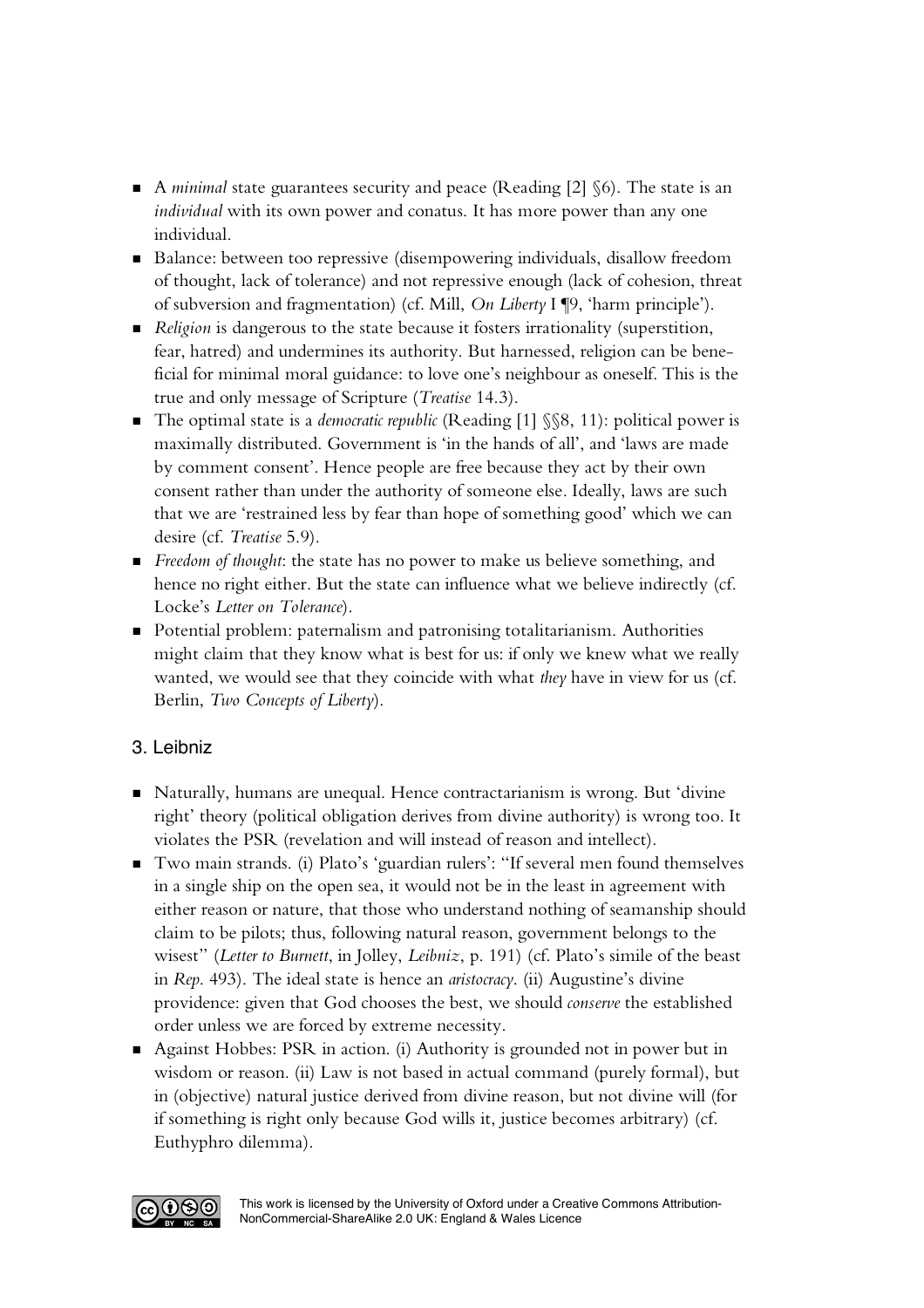- A *minimal* state guarantees security and peace (Reading [2] §6). The state is an *individual* with its own power and conatus. It has more power than any one individual.
- Balance: between too repressive (disempowering individuals, disallow freedom of thought, lack of tolerance) and not repressive enough (lack of cohesion, threat of subversion and fragmentation) (cf. Mill, *On Liberty* I ¶9, 'harm principle').
- *Religion* is dangerous to the state because it fosters irrationality (superstition, fear, hatred) and undermines its authority. But harnessed, religion can be beneficial for minimal moral guidance: to love one's neighbour as oneself. This is the true and only message of Scripture (*Treatise* 14.3).
- The optimal state is a *democratic republic* (Reading [1] §§8, 11): political power is maximally distributed. Government is 'in the hands of all', and 'laws are made by comment consent'. Hence people are free because they act by their own consent rather than under the authority of someone else. Ideally, laws are such that we are 'restrained less by fear than hope of something good' which we can desire (cf. *Treatise* 5.9).
- *Freedom of thought*: the state has no power to make us believe something, and hence no right either. But the state can influence what we believe indirectly (cf. Locke's *Letter on Tolerance*).
- Potential problem: paternalism and patronising totalitarianism. Authorities might claim that they know what is best for us: if only we knew what we really wanted, we would see that they coincide with what *they* have in view for us (cf. Berlin, *Two Concepts of Liberty*).

## 3. Leibniz

- Naturally, humans are unequal. Hence contractarianism is wrong. But 'divine right' theory (political obligation derives from divine authority) is wrong too. It violates the PSR (revelation and will instead of reason and intellect).
- Two main strands. (i) Plato's 'guardian rulers': "If several men found themselves in a single ship on the open sea, it would not be in the least in agreement with either reason or nature, that those who understand nothing of seamanship should claim to be pilots; thus, following natural reason, government belongs to the wisest" (*Letter to Burnett*, in Jolley, *Leibniz*, p. 191) (cf. Plato's simile of the beast in *Rep.* 493). The ideal state is hence an *aristocracy*. (ii) Augustine's divine providence: given that God chooses the best, we should *conserve* the established order unless we are forced by extreme necessity.
- Against Hobbes: PSR in action. (i) Authority is grounded not in power but in wisdom or reason. (ii) Law is not based in actual command (purely formal), but in (objective) natural justice derived from divine reason, but not divine will (for if something is right only because God wills it, justice becomes arbitrary) (cf. Euthyphro dilemma).

This work is licensed by the University of Oxford under a Creative Commons Attribution-NonCommercial-ShareAlike 2.0 UK: England & Wales Licence